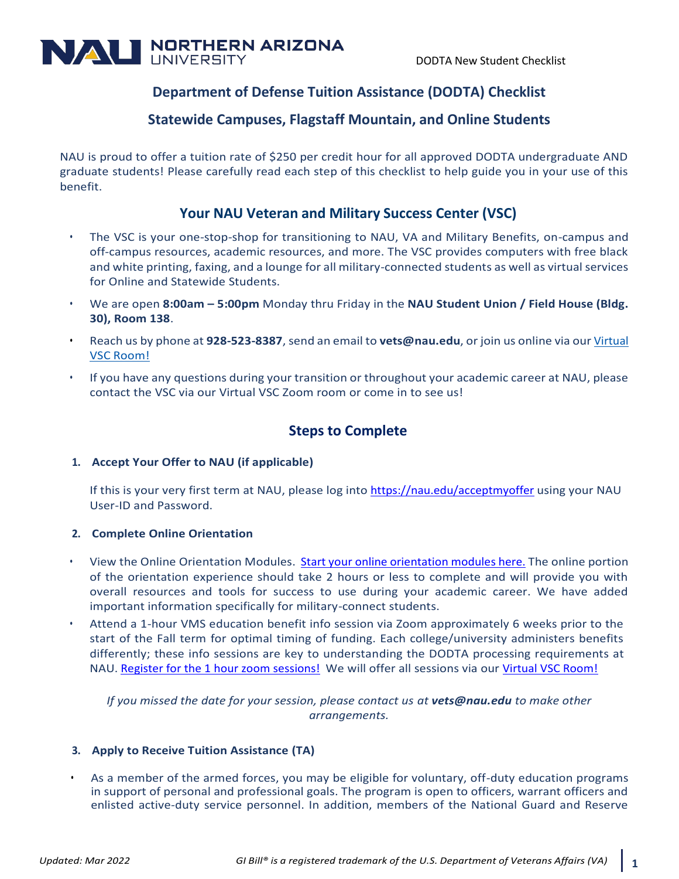# Department of Defense Tuition Assistance (DODTA) Checklist

## Statewide Campuses, Flagstaff Mountain, and Online Students

NAU is proud to offer a tuition rate of $250 per credit hour for all approved DODTA undergraduate AND graduate students! Please carefully read each step of this checklist to help guide you in your use of this benefit.

## Your NAU Veteran and Military Success Center (VSC)

- The VSC is your one-stop-shop for transitioning to NAU, VA and Military Benefits, on-campus and off-campus resources, academic resources, and more. The VSC provides computers with free black and white printing, faxing, and a lounge for all military-connected students as well as virtual services for Online and Statewide Students.
- We are open **8:00am – 5:00pm** Monday thru Friday in the **NAU Student Union / Field House (Bldg. 30), Room 138**.
- Reach us by phone at **928-523-8387**, send an email to **vets@nau.edu**, or join us online via our Virtual VSC Room!
- If you have any questions during your transition or throughout your academic career at NAU, please contact the VSC via our Virtual VSC Zoom room or come in to see us!

## Steps to Complete

### 1. Accept Your Offer to NAU (if applicable)

If this is your very first term at NAU, please log into https://nau.edu/acceptmyoffer using your NAU User-ID and Password.

### 2. Complete Online Orientation

- View the Online Orientation Modules. Start your online orientation modules here. The online portion of the orientation experience should take 2 hours or less to complete and will provide you with overall resources and tools for success to use during your academic career. We have added important information specifically for military-connect students.
- Attend a 1-hour VMS education benefit info session via Zoom approximately 6 weeks prior to the start of the Fall term for optimal timing of funding. Each college/university administers benefits differently; these info sessions are key to understanding the DODTA processing requirements at NAU. Register for the 1 hour zoom sessions! We will offer all sessions via our Virtual VSC Room!

*If you missed the date for your session, please contact us at **vets@nau.edu** to make other arrangements.*

### 3. Apply to Receive Tuition Assistance (TA)

- As a member of the armed forces, you may be eligible for voluntary, off-duty education programs in support of personal and professional goals. The program is open to officers, warrant officers and enlisted active-duty service personnel. In addition, members of the National Guard and Reserve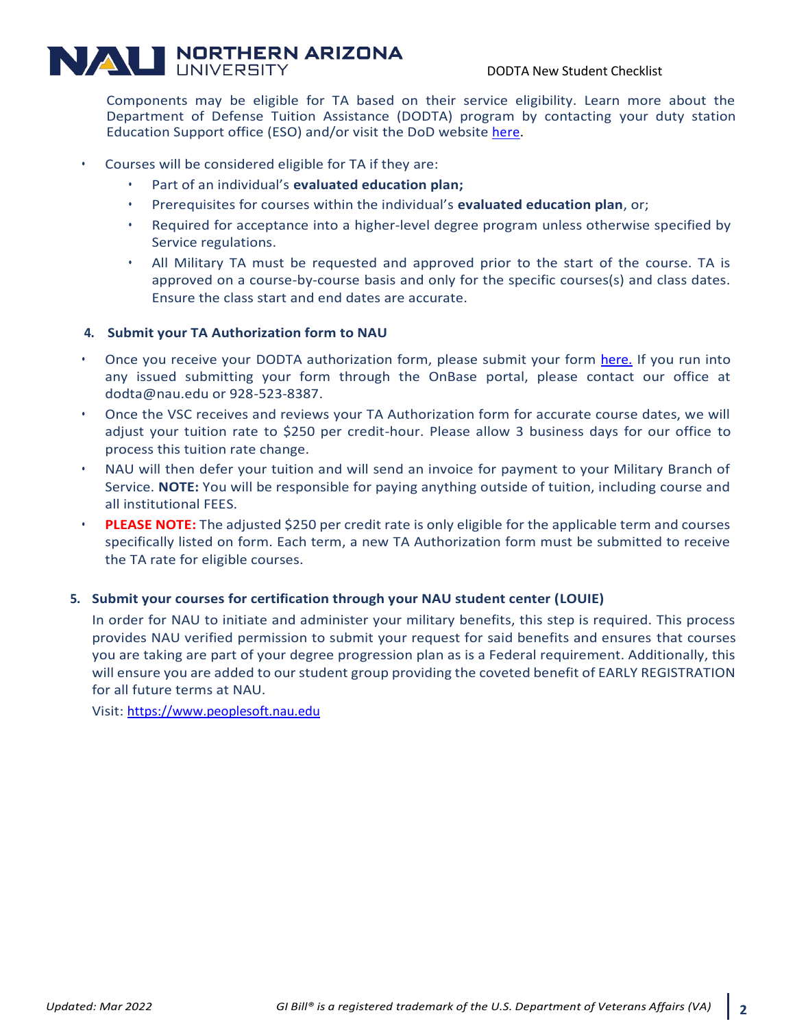Components may be eligible for TA based on their service eligibility. Learn more about the Department of Defense Tuition Assistance (DODTA) program by contacting your duty station Education Support office (ESO) and/or visit the DoD website here.

- Courses will be considered eligible for TA if they are:
  - Part of an individual's **evaluated education plan;**
  - Prerequisites for courses within the individual's **evaluated education plan**, or;
  - Required for acceptance into a higher-level degree program unless otherwise specified by Service regulations.
  - All Military TA must be requested and approved prior to the start of the course. TA is approved on a course-by-course basis and only for the specific courses(s) and class dates. Ensure the class start and end dates are accurate.

**4. Submit your TA Authorization form to NAU**

- Once you receive your DODTA authorization form, please submit your form here. If you run into any issued submitting your form through the OnBase portal, please contact our office at dodta@nau.edu or 928-523-8387.
- Once the VSC receives and reviews your TA Authorization form for accurate course dates, we will adjust your tuition rate to $250 per credit-hour. Please allow 3 business days for our office to process this tuition rate change.
- NAU will then defer your tuition and will send an invoice for payment to your Military Branch of Service. **NOTE:** You will be responsible for paying anything outside of tuition, including course and all institutional FEES.
- **PLEASE NOTE:** The adjusted $250 per credit rate is only eligible for the applicable term and courses specifically listed on form. Each term, a new TA Authorization form must be submitted to receive the TA rate for eligible courses.

**5. Submit your courses for certification through your NAU student center (LOUIE)**

In order for NAU to initiate and administer your military benefits, this step is required. This process provides NAU verified permission to submit your request for said benefits and ensures that courses you are taking are part of your degree progression plan as is a Federal requirement. Additionally, this will ensure you are added to our student group providing the coveted benefit of EARLY REGISTRATION for all future terms at NAU.

Visit: https://www.peoplesoft.nau.edu

*Updated: Mar 2022* *GI Bill® is a registered trademark of the U.S. Department of Veterans Affairs (VA)*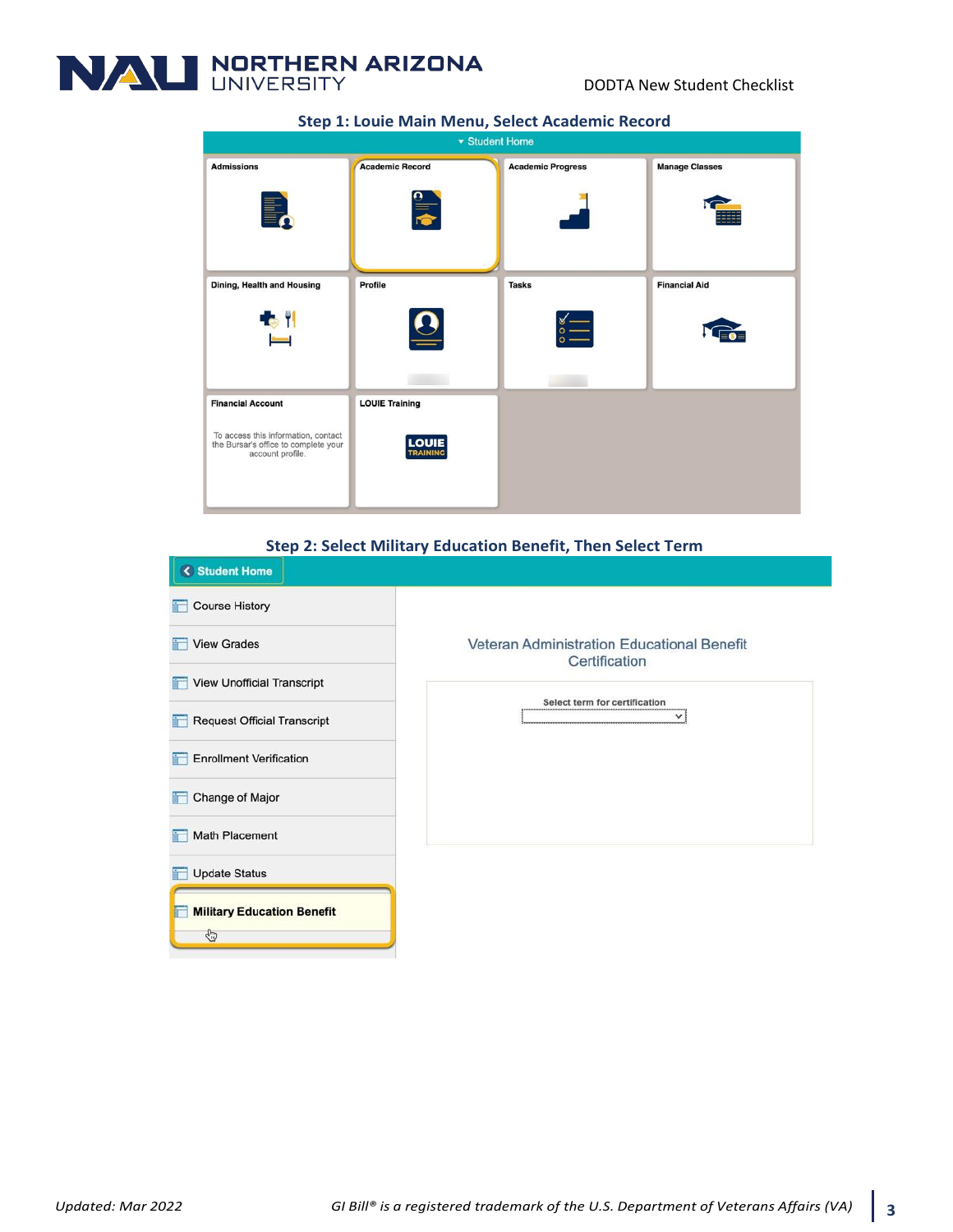**Step 1: Louie Main Menu, Select Academic Record**

Student Home

Admissions | Academic Record | Academic Progress | Manage Classes

Dining, Health and Housing | Profile | Tasks | Financial Aid

Financial Account — To access this information, contact the Bursar's office to complete your account profile.

LOUIE Training

**Step 2: Select Military Education Benefit, Then Select Term**

Student Home

- Course History
- View Grades
- View Unofficial Transcript
- Request Official Transcript
- Enrollment Verification
- Change of Major
- Math Placement
- Update Status
- **Military Education Benefit**

Veteran Administration Educational Benefit Certification

Select term for certification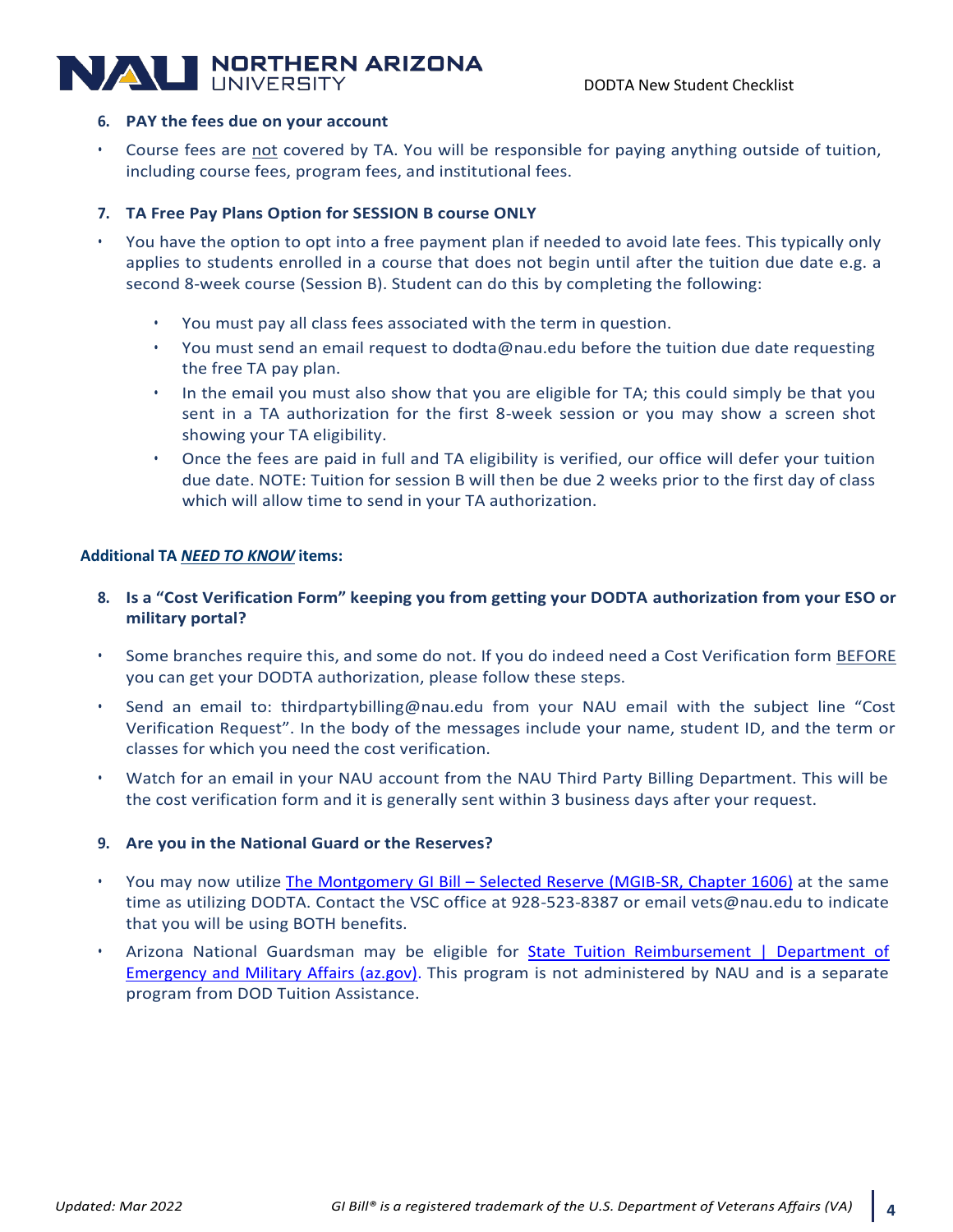6. **PAY the fees due on your account**

- Course fees are not covered by TA. You will be responsible for paying anything outside of tuition, including course fees, program fees, and institutional fees.

7. **TA Free Pay Plans Option for SESSION B course ONLY**

- You have the option to opt into a free payment plan if needed to avoid late fees. This typically only applies to students enrolled in a course that does not begin until after the tuition due date e.g. a second 8-week course (Session B). Student can do this by completing the following:
  - You must pay all class fees associated with the term in question.
  - You must send an email request to dodta@nau.edu before the tuition due date requesting the free TA pay plan.
  - In the email you must also show that you are eligible for TA; this could simply be that you sent in a TA authorization for the first 8-week session or you may show a screen shot showing your TA eligibility.
  - Once the fees are paid in full and TA eligibility is verified, our office will defer your tuition due date. NOTE: Tuition for session B will then be due 2 weeks prior to the first day of class which will allow time to send in your TA authorization.

**Additional TA *NEED TO KNOW* items:**

8. **Is a "Cost Verification Form" keeping you from getting your DODTA authorization from your ESO or military portal?**

- Some branches require this, and some do not. If you do indeed need a Cost Verification form BEFORE you can get your DODTA authorization, please follow these steps.
- Send an email to: thirdpartybilling@nau.edu from your NAU email with the subject line "Cost Verification Request". In the body of the messages include your name, student ID, and the term or classes for which you need the cost verification.
- Watch for an email in your NAU account from the NAU Third Party Billing Department. This will be the cost verification form and it is generally sent within 3 business days after your request.

9. **Are you in the National Guard or the Reserves?**

- You may now utilize [The Montgomery GI Bill – Selected Reserve (MGIB-SR, Chapter 1606)]() at the same time as utilizing DODTA. Contact the VSC office at 928-523-8387 or email vets@nau.edu to indicate that you will be using BOTH benefits.
- Arizona National Guardsman may be eligible for [State Tuition Reimbursement | Department of Emergency and Military Affairs (az.gov)](). This program is not administered by NAU and is a separate program from DOD Tuition Assistance.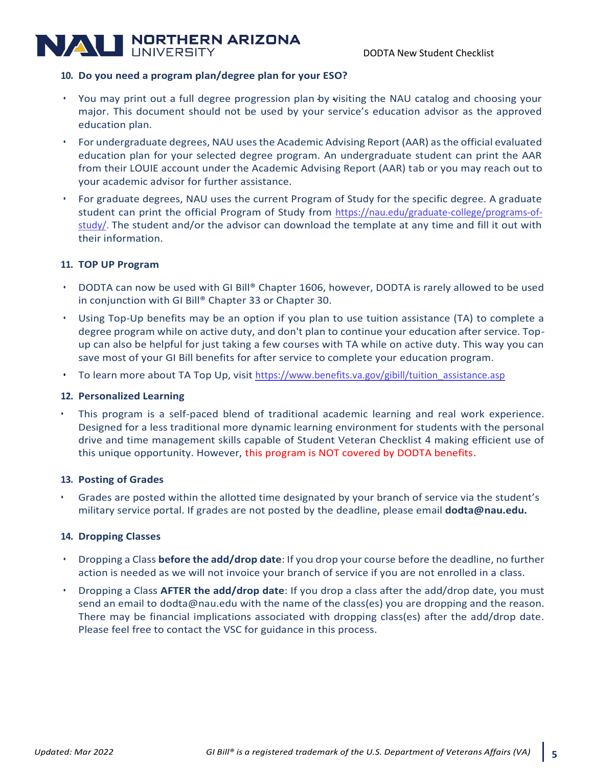### 10. Do you need a program plan/degree plan for your ESO?

- You may print out a full degree progression plan by visiting the NAU catalog and choosing your major. This document should not be used by your service's education advisor as the approved education plan.
- For undergraduate degrees, NAU uses the Academic Advising Report (AAR) as the official evaluated education plan for your selected degree program. An undergraduate student can print the AAR from their LOUIE account under the Academic Advising Report (AAR) tab or you may reach out to your academic advisor for further assistance.
- For graduate degrees, NAU uses the current Program of Study for the specific degree. A graduate student can print the official Program of Study from https://nau.edu/graduate-college/programs-of-study/. The student and/or the advisor can download the template at any time and fill it out with their information.

### 11. TOP UP Program

- DODTA can now be used with GI Bill® Chapter 1606, however, DODTA is rarely allowed to be used in conjunction with GI Bill® Chapter 33 or Chapter 30.
- Using Top-Up benefits may be an option if you plan to use tuition assistance (TA) to complete a degree program while on active duty, and don't plan to continue your education after service. Top-up can also be helpful for just taking a few courses with TA while on active duty. This way you can save most of your GI Bill benefits for after service to complete your education program.
- To learn more about TA Top Up, visit https://www.benefits.va.gov/gibill/tuition_assistance.asp

### 12. Personalized Learning

- This program is a self-paced blend of traditional academic learning and real work experience. Designed for a less traditional more dynamic learning environment for students with the personal drive and time management skills capable of Student Veteran Checklist 4 making efficient use of this unique opportunity. However, this program is NOT covered by DODTA benefits.

### 13. Posting of Grades

- Grades are posted within the allotted time designated by your branch of service via the student's military service portal. If grades are not posted by the deadline, please email **dodta@nau.edu.**

### 14. Dropping Classes

- Dropping a Class **before the add/drop date**: If you drop your course before the deadline, no further action is needed as we will not invoice your branch of service if you are not enrolled in a class.
- Dropping a Class **AFTER the add/drop date**: If you drop a class after the add/drop date, you must send an email to dodta@nau.edu with the name of the class(es) you are dropping and the reason. There may be financial implications associated with dropping class(es) after the add/drop date. Please feel free to contact the VSC for guidance in this process.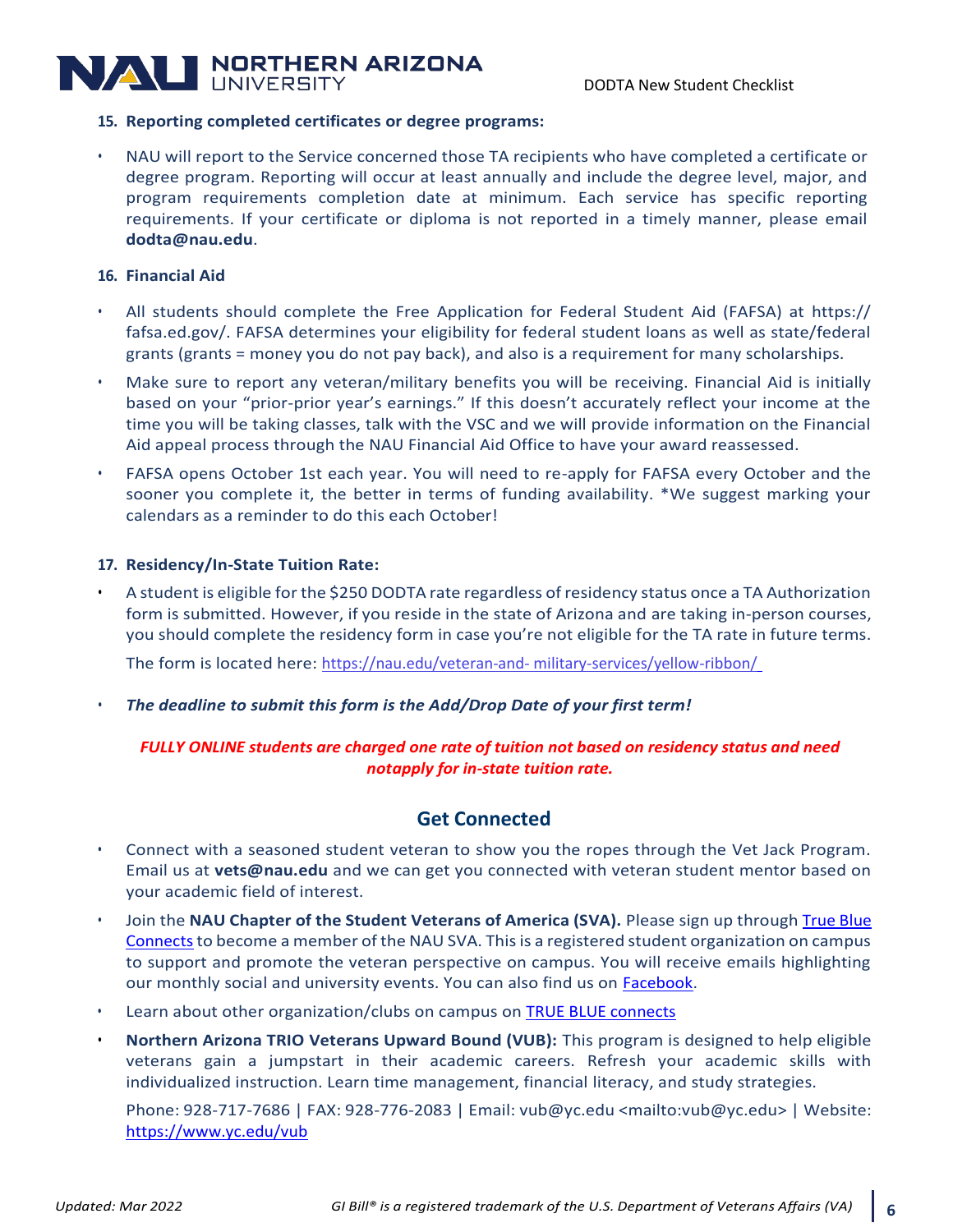**15. Reporting completed certificates or degree programs:**

- NAU will report to the Service concerned those TA recipients who have completed a certificate or degree program. Reporting will occur at least annually and include the degree level, major, and program requirements completion date at minimum. Each service has specific reporting requirements. If your certificate or diploma is not reported in a timely manner, please email **dodta@nau.edu**.

**16. Financial Aid**

- All students should complete the Free Application for Federal Student Aid (FAFSA) at https://fafsa.ed.gov/. FAFSA determines your eligibility for federal student loans as well as state/federal grants (grants = money you do not pay back), and also is a requirement for many scholarships.
- Make sure to report any veteran/military benefits you will be receiving. Financial Aid is initially based on your "prior-prior year's earnings." If this doesn't accurately reflect your income at the time you will be taking classes, talk with the VSC and we will provide information on the Financial Aid appeal process through the NAU Financial Aid Office to have your award reassessed.
- FAFSA opens October 1st each year. You will need to re-apply for FAFSA every October and the sooner you complete it, the better in terms of funding availability. *We suggest marking your calendars as a reminder to do this each October!

**17. Residency/In-State Tuition Rate:**

- A student is eligible for the $250 DODTA rate regardless of residency status once a TA Authorization form is submitted. However, if you reside in the state of Arizona and are taking in-person courses, you should complete the residency form in case you're not eligible for the TA rate in future terms.

  The form is located here: https://nau.edu/veteran-and- military-services/yellow-ribbon/

- ***The deadline to submit this form is the Add/Drop Date of your first term!***

***FULLY ONLINE students are charged one rate of tuition not based on residency status and need notapply for in-state tuition rate.***

## Get Connected

- Connect with a seasoned student veteran to show you the ropes through the Vet Jack Program. Email us at **vets@nau.edu** and we can get you connected with veteran student mentor based on your academic field of interest.
- Join the **NAU Chapter of the Student Veterans of America (SVA).** Please sign up through True Blue Connects to become a member of the NAU SVA. This is a registered student organization on campus to support and promote the veteran perspective on campus. You will receive emails highlighting our monthly social and university events. You can also find us on Facebook.
- Learn about other organization/clubs on campus on TRUE BLUE connects
- **Northern Arizona TRIO Veterans Upward Bound (VUB):** This program is designed to help eligible veterans gain a jumpstart in their academic careers. Refresh your academic skills with individualized instruction. Learn time management, financial literacy, and study strategies.

  Phone: 928-717-7686 | FAX: 928-776-2083 | Email: vub@yc.edu <mailto:vub@yc.edu> | Website: https://www.yc.edu/vub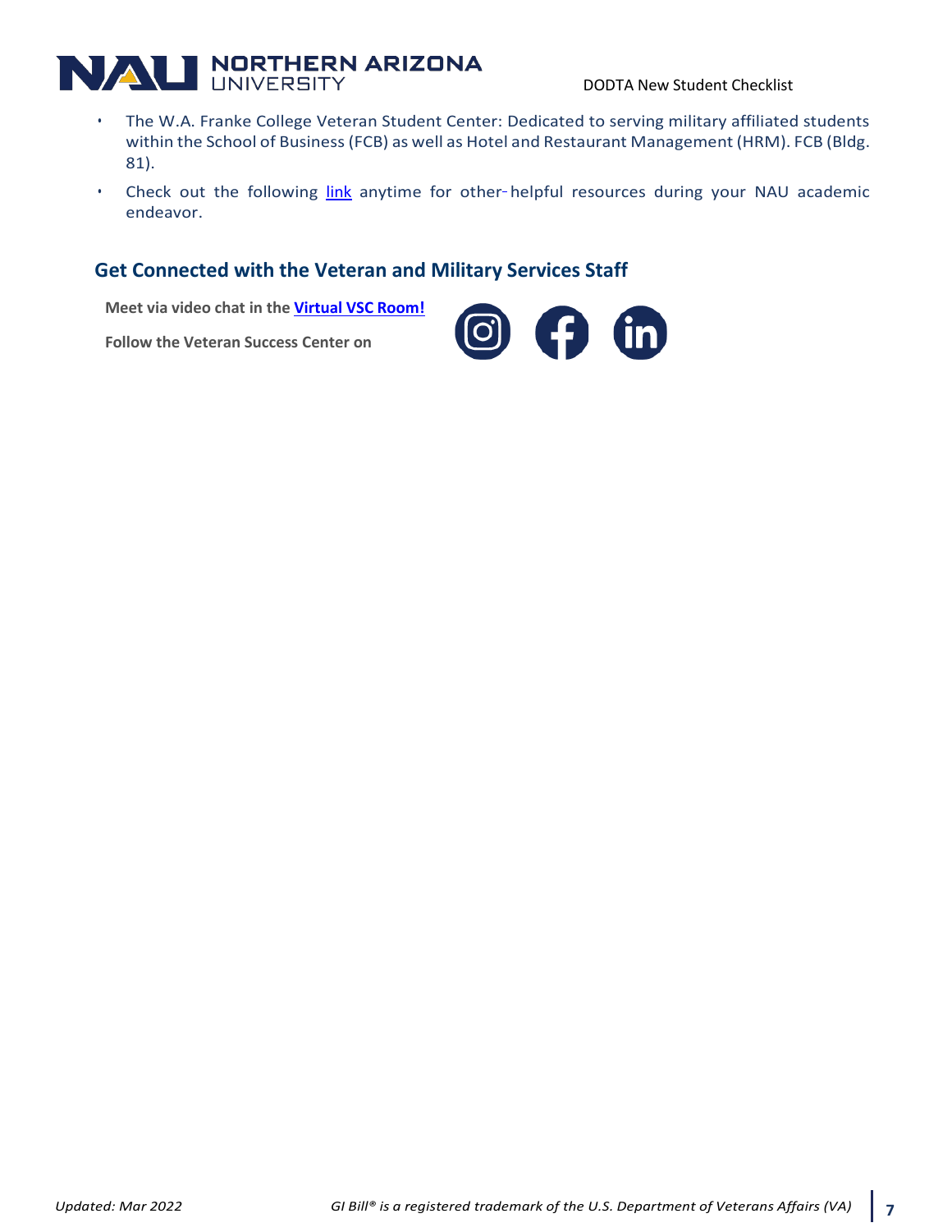- The W.A. Franke College Veteran Student Center: Dedicated to serving military affiliated students within the School of Business (FCB) as well as Hotel and Restaurant Management (HRM). FCB (Bldg. 81).
- Check out the following link anytime for other-helpful resources during your NAU academic endeavor.

## Get Connected with the Veteran and Military Services Staff

**Meet via video chat in the Virtual VSC Room!**

**Follow the Veteran Success Center on**